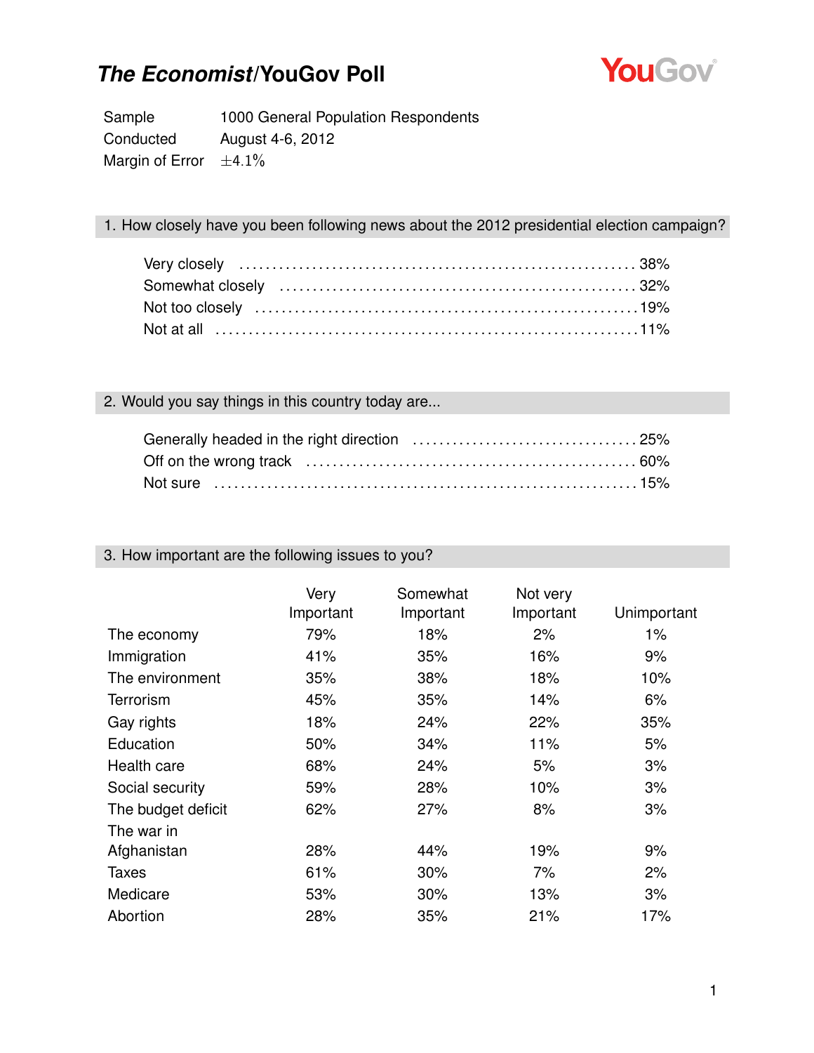# *The Economist*/YouGov Poll

YouGov

| | |
|---|---|
| Sample | 1000 General Population Respondents |
| Conducted | August 4-6, 2012 |
| Margin of Error | ±4.1% |

## 1. How closely have you been following news about the 2012 presidential election campaign?

| | |
|---|---|
| Very closely | 38% |
| Somewhat closely | 32% |
| Not too closely | 19% |
| Not at all | 11% |

## 2. Would you say things in this country today are...

| | |
|---|---|
| Generally headed in the right direction | 25% |
| Off on the wrong track | 60% |
| Not sure | 15% |

## 3. How important are the following issues to you?

| | Very Important | Somewhat Important | Not very Important | Unimportant |
|---|---|---|---|---|
| The economy | 79% | 18% | 2% | 1% |
| Immigration | 41% | 35% | 16% | 9% |
| The environment | 35% | 38% | 18% | 10% |
| Terrorism | 45% | 35% | 14% | 6% |
| Gay rights | 18% | 24% | 22% | 35% |
| Education | 50% | 34% | 11% | 5% |
| Health care | 68% | 24% | 5% | 3% |
| Social security | 59% | 28% | 10% | 3% |
| The budget deficit | 62% | 27% | 8% | 3% |
| The war in Afghanistan | 28% | 44% | 19% | 9% |
| Taxes | 61% | 30% | 7% | 2% |
| Medicare | 53% | 30% | 13% | 3% |
| Abortion | 28% | 35% | 21% | 17% |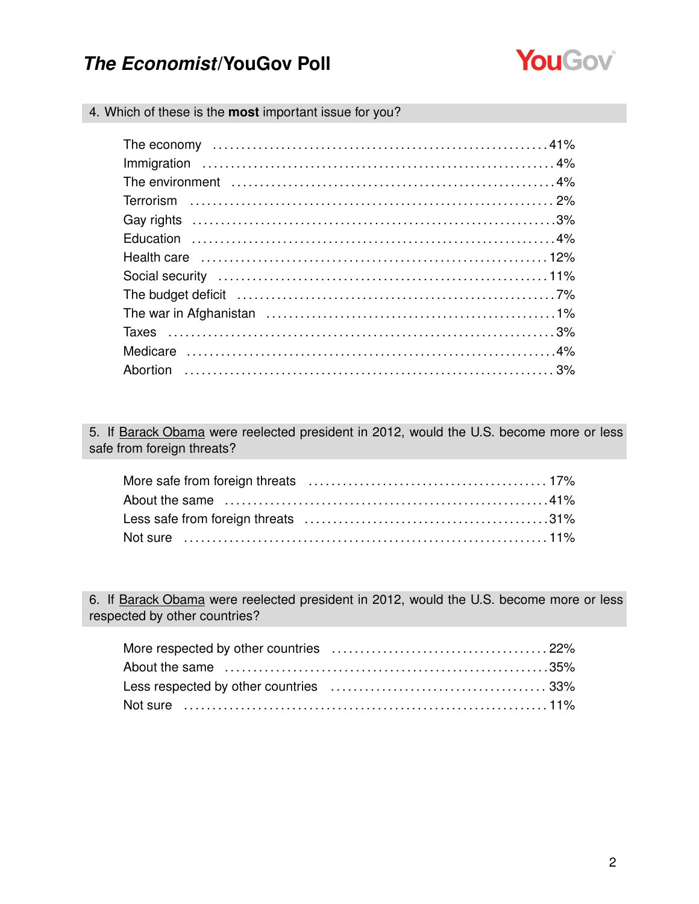### 4. Which of these is the **most** important issue for you?

| | |
|---|---|
| The economy | 41% |
| Immigration | 4% |
| The environment | 4% |
| Terrorism | 2% |
| Gay rights | 3% |
| Education | 4% |
| Health care | 12% |
| Social security | 11% |
| The budget deficit | 7% |
| The war in Afghanistan | 1% |
| Taxes | 3% |
| Medicare | 4% |
| Abortion | 3% |

### 5. If Barack Obama were reelected president in 2012, would the U.S. become more or less safe from foreign threats?

| | |
|---|---|
| More safe from foreign threats | 17% |
| About the same | 41% |
| Less safe from foreign threats | 31% |
| Not sure | 11% |

### 6. If Barack Obama were reelected president in 2012, would the U.S. become more or less respected by other countries?

| | |
|---|---|
| More respected by other countries | 22% |
| About the same | 35% |
| Less respected by other countries | 33% |
| Not sure | 11% |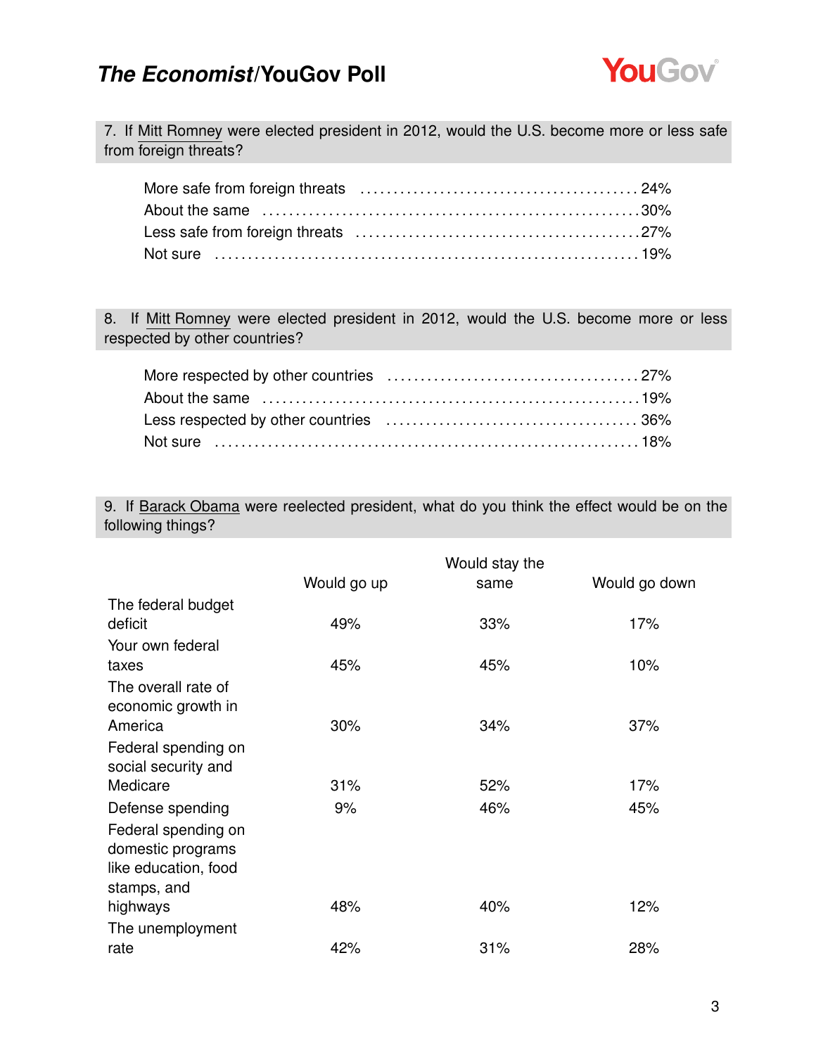7. If Mitt Romney were elected president in 2012, would the U.S. become more or less safe from foreign threats?

| | |
|---|---|
| More safe from foreign threats | 24% |
| About the same | 30% |
| Less safe from foreign threats | 27% |
| Not sure | 19% |

8. If Mitt Romney were elected president in 2012, would the U.S. become more or less respected by other countries?

| | |
|---|---|
| More respected by other countries | 27% |
| About the same | 19% |
| Less respected by other countries | 36% |
| Not sure | 18% |

9. If Barack Obama were reelected president, what do you think the effect would be on the following things?

| | Would go up | Would stay the same | Would go down |
|---|---|---|---|
| The federal budget deficit | 49% | 33% | 17% |
| Your own federal taxes | 45% | 45% | 10% |
| The overall rate of economic growth in America | 30% | 34% | 37% |
| Federal spending on social security and Medicare | 31% | 52% | 17% |
| Defense spending | 9% | 46% | 45% |
| Federal spending on domestic programs like education, food stamps, and highways | 48% | 40% | 12% |
| The unemployment rate | 42% | 31% | 28% |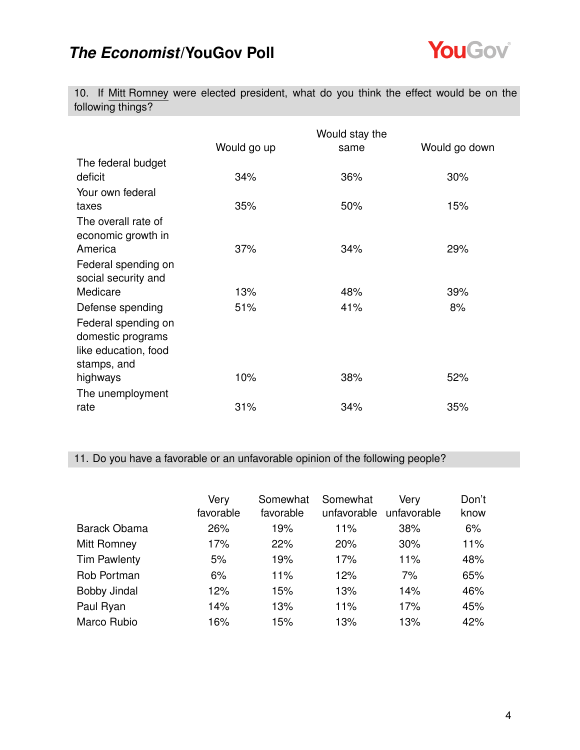10. If Mitt Romney were elected president, what do you think the effect would be on the following things?

| | Would go up | Would stay the same | Would go down |
|---|---|---|---|
| The federal budget deficit | 34% | 36% | 30% |
| Your own federal taxes | 35% | 50% | 15% |
| The overall rate of economic growth in America | 37% | 34% | 29% |
| Federal spending on social security and Medicare | 13% | 48% | 39% |
| Defense spending | 51% | 41% | 8% |
| Federal spending on domestic programs like education, food stamps, and highways | 10% | 38% | 52% |
| The unemployment rate | 31% | 34% | 35% |

11. Do you have a favorable or an unfavorable opinion of the following people?

| | Very favorable | Somewhat favorable | Somewhat unfavorable | Very unfavorable | Don't know |
|---|---|---|---|---|---|
| Barack Obama | 26% | 19% | 11% | 38% | 6% |
| Mitt Romney | 17% | 22% | 20% | 30% | 11% |
| Tim Pawlenty | 5% | 19% | 17% | 11% | 48% |
| Rob Portman | 6% | 11% | 12% | 7% | 65% |
| Bobby Jindal | 12% | 15% | 13% | 14% | 46% |
| Paul Ryan | 14% | 13% | 11% | 17% | 45% |
| Marco Rubio | 16% | 15% | 13% | 13% | 42% |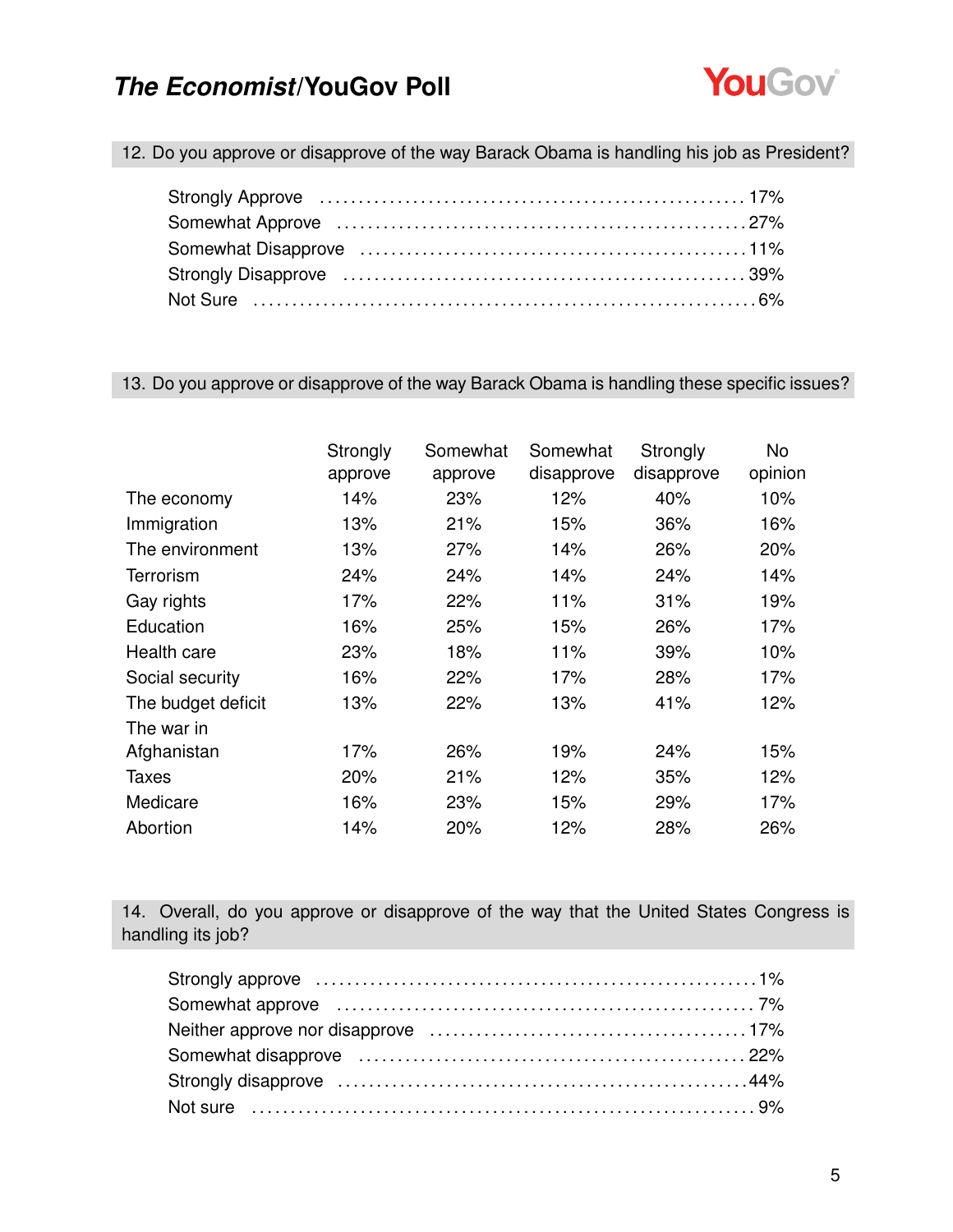## 12. Do you approve or disapprove of the way Barack Obama is handling his job as President?

| Response | % |
|---|---|
| Strongly Approve | 17% |
| Somewhat Approve | 27% |
| Somewhat Disapprove | 11% |
| Strongly Disapprove | 39% |
| Not Sure | 6% |

## 13. Do you approve or disapprove of the way Barack Obama is handling these specific issues?

| | Strongly approve | Somewhat approve | Somewhat disapprove | Strongly disapprove | No opinion |
|---|---|---|---|---|---|
| The economy | 14% | 23% | 12% | 40% | 10% |
| Immigration | 13% | 21% | 15% | 36% | 16% |
| The environment | 13% | 27% | 14% | 26% | 20% |
| Terrorism | 24% | 24% | 14% | 24% | 14% |
| Gay rights | 17% | 22% | 11% | 31% | 19% |
| Education | 16% | 25% | 15% | 26% | 17% |
| Health care | 23% | 18% | 11% | 39% | 10% |
| Social security | 16% | 22% | 17% | 28% | 17% |
| The budget deficit | 13% | 22% | 13% | 41% | 12% |
| The war in Afghanistan | 17% | 26% | 19% | 24% | 15% |
| Taxes | 20% | 21% | 12% | 35% | 12% |
| Medicare | 16% | 23% | 15% | 29% | 17% |
| Abortion | 14% | 20% | 12% | 28% | 26% |

## 14. Overall, do you approve or disapprove of the way that the United States Congress is handling its job?

| Response | % |
|---|---|
| Strongly approve | 1% |
| Somewhat approve | 7% |
| Neither approve nor disapprove | 17% |
| Somewhat disapprove | 22% |
| Strongly disapprove | 44% |
| Not sure | 9% |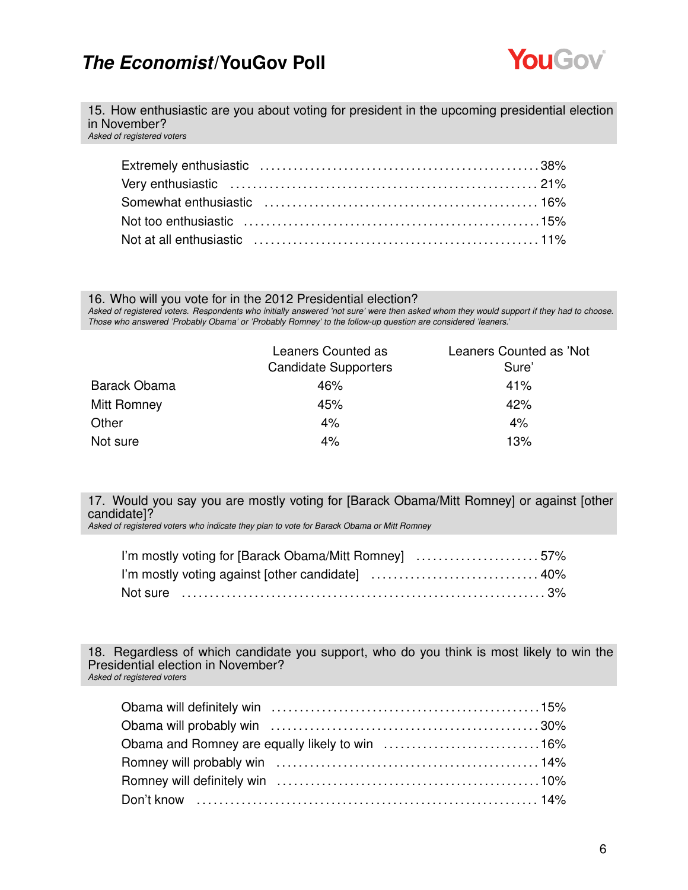## 15. How enthusiastic are you about voting for president in the upcoming presidential election in November?

*Asked of registered voters*

| | |
|---|---|
| Extremely enthusiastic | 38% |
| Very enthusiastic | 21% |
| Somewhat enthusiastic | 16% |
| Not too enthusiastic | 15% |
| Not at all enthusiastic | 11% |

## 16. Who will you vote for in the 2012 Presidential election?

*Asked of registered voters. Respondents who initially answered 'not sure' were then asked whom they would support if they had to choose. Those who answered 'Probably Obama' or 'Probably Romney' to the follow-up question are considered 'leaners.'*

| | Leaners Counted as Candidate Supporters | Leaners Counted as 'Not Sure' |
|---|---|---|
| Barack Obama | 46% | 41% |
| Mitt Romney | 45% | 42% |
| Other | 4% | 4% |
| Not sure | 4% | 13% |

## 17. Would you say you are mostly voting for [Barack Obama/Mitt Romney] or against [other candidate]?

*Asked of registered voters who indicate they plan to vote for Barack Obama or Mitt Romney*

| | |
|---|---|
| I'm mostly voting for [Barack Obama/Mitt Romney] | 57% |
| I'm mostly voting against [other candidate] | 40% |
| Not sure | 3% |

## 18. Regardless of which candidate you support, who do you think is most likely to win the Presidential election in November?

*Asked of registered voters*

| | |
|---|---|
| Obama will definitely win | 15% |
| Obama will probably win | 30% |
| Obama and Romney are equally likely to win | 16% |
| Romney will probably win | 14% |
| Romney will definitely win | 10% |
| Don't know | 14% |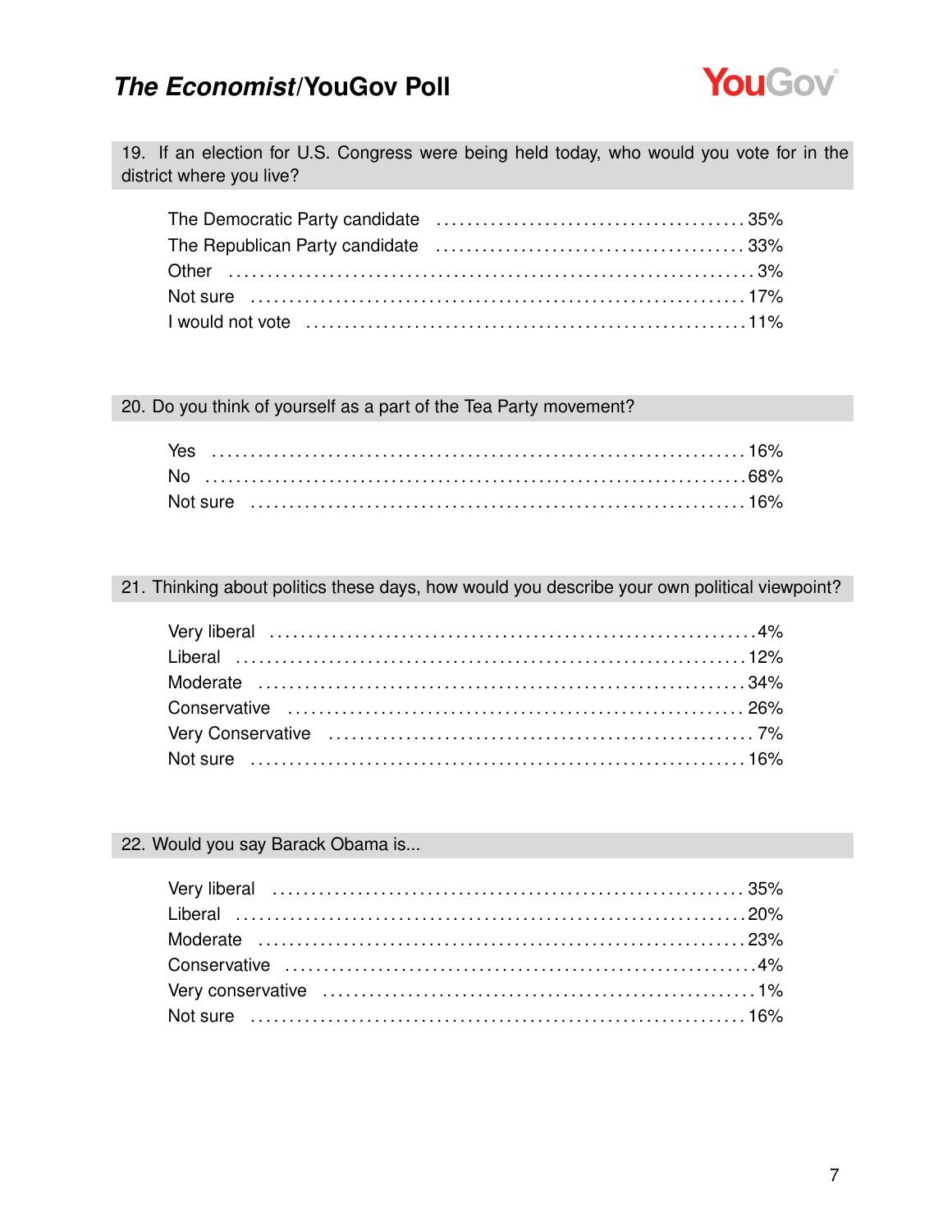### 19. If an election for U.S. Congress were being held today, who would you vote for in the district where you live?

| | |
|---|---|
| The Democratic Party candidate | 35% |
| The Republican Party candidate | 33% |
| Other | 3% |
| Not sure | 17% |
| I would not vote | 11% |

### 20. Do you think of yourself as a part of the Tea Party movement?

| | |
|---|---|
| Yes | 16% |
| No | 68% |
| Not sure | 16% |

### 21. Thinking about politics these days, how would you describe your own political viewpoint?

| | |
|---|---|
| Very liberal | 4% |
| Liberal | 12% |
| Moderate | 34% |
| Conservative | 26% |
| Very Conservative | 7% |
| Not sure | 16% |

### 22. Would you say Barack Obama is...

| | |
|---|---|
| Very liberal | 35% |
| Liberal | 20% |
| Moderate | 23% |
| Conservative | 4% |
| Very conservative | 1% |
| Not sure | 16% |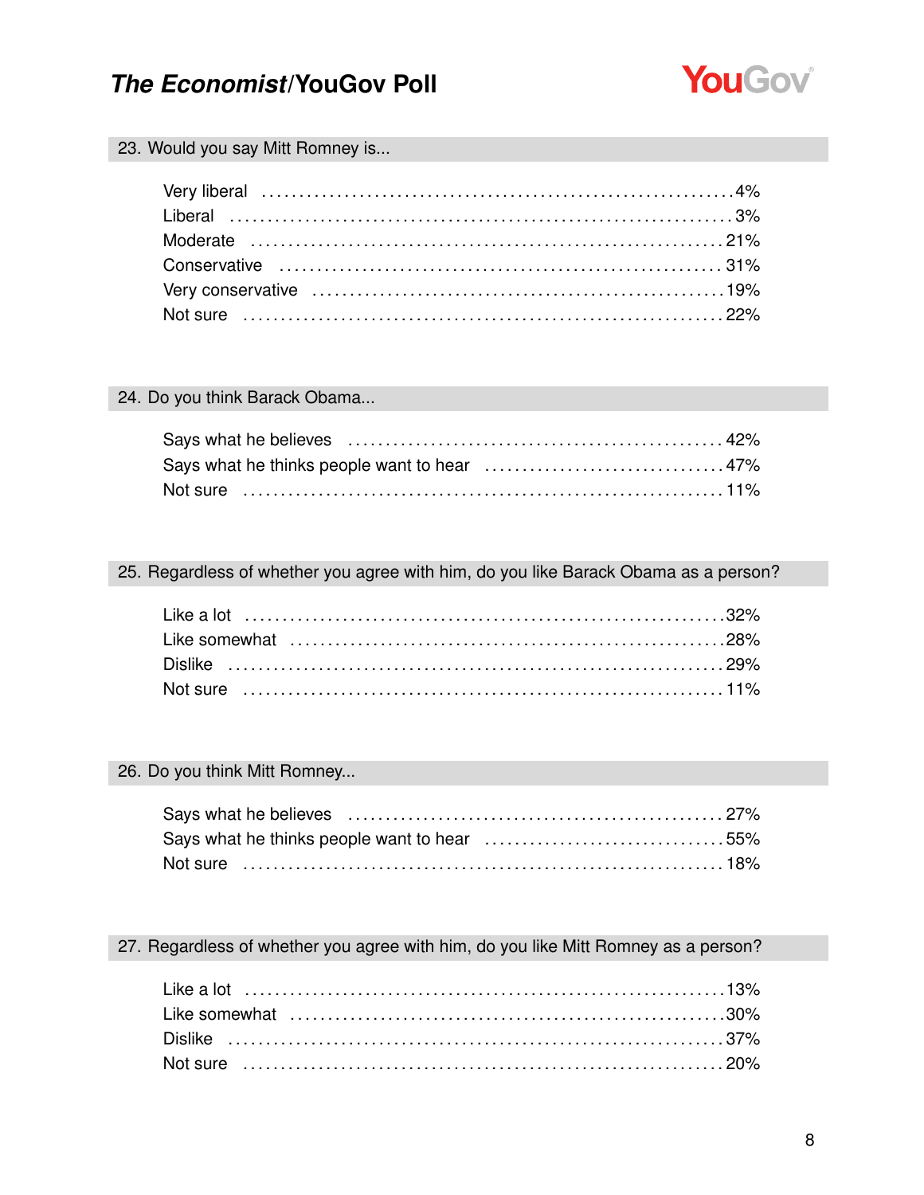### 23. Would you say Mitt Romney is...

| | |
|---|---|
| Very liberal | 4% |
| Liberal | 3% |
| Moderate | 21% |
| Conservative | 31% |
| Very conservative | 19% |
| Not sure | 22% |

### 24. Do you think Barack Obama...

| | |
|---|---|
| Says what he believes | 42% |
| Says what he thinks people want to hear | 47% |
| Not sure | 11% |

### 25. Regardless of whether you agree with him, do you like Barack Obama as a person?

| | |
|---|---|
| Like a lot | 32% |
| Like somewhat | 28% |
| Dislike | 29% |
| Not sure | 11% |

### 26. Do you think Mitt Romney...

| | |
|---|---|
| Says what he believes | 27% |
| Says what he thinks people want to hear | 55% |
| Not sure | 18% |

### 27. Regardless of whether you agree with him, do you like Mitt Romney as a person?

| | |
|---|---|
| Like a lot | 13% |
| Like somewhat | 30% |
| Dislike | 37% |
| Not sure | 20% |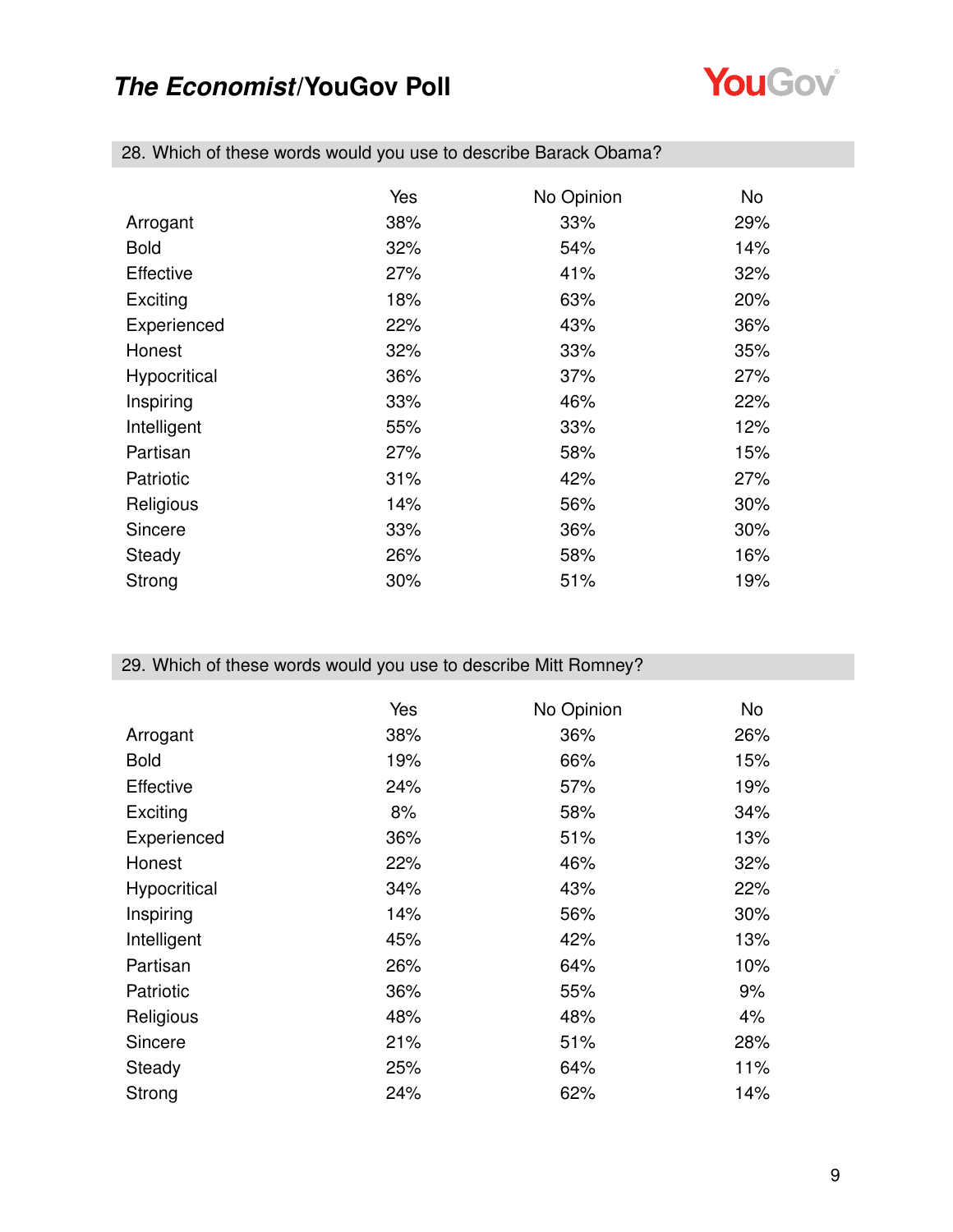### 28. Which of these words would you use to describe Barack Obama?

| | Yes | No Opinion | No |
|---|---|---|---|
| Arrogant | 38% | 33% | 29% |
| Bold | 32% | 54% | 14% |
| Effective | 27% | 41% | 32% |
| Exciting | 18% | 63% | 20% |
| Experienced | 22% | 43% | 36% |
| Honest | 32% | 33% | 35% |
| Hypocritical | 36% | 37% | 27% |
| Inspiring | 33% | 46% | 22% |
| Intelligent | 55% | 33% | 12% |
| Partisan | 27% | 58% | 15% |
| Patriotic | 31% | 42% | 27% |
| Religious | 14% | 56% | 30% |
| Sincere | 33% | 36% | 30% |
| Steady | 26% | 58% | 16% |
| Strong | 30% | 51% | 19% |

### 29. Which of these words would you use to describe Mitt Romney?

| | Yes | No Opinion | No |
|---|---|---|---|
| Arrogant | 38% | 36% | 26% |
| Bold | 19% | 66% | 15% |
| Effective | 24% | 57% | 19% |
| Exciting | 8% | 58% | 34% |
| Experienced | 36% | 51% | 13% |
| Honest | 22% | 46% | 32% |
| Hypocritical | 34% | 43% | 22% |
| Inspiring | 14% | 56% | 30% |
| Intelligent | 45% | 42% | 13% |
| Partisan | 26% | 64% | 10% |
| Patriotic | 36% | 55% | 9% |
| Religious | 48% | 48% | 4% |
| Sincere | 21% | 51% | 28% |
| Steady | 25% | 64% | 11% |
| Strong | 24% | 62% | 14% |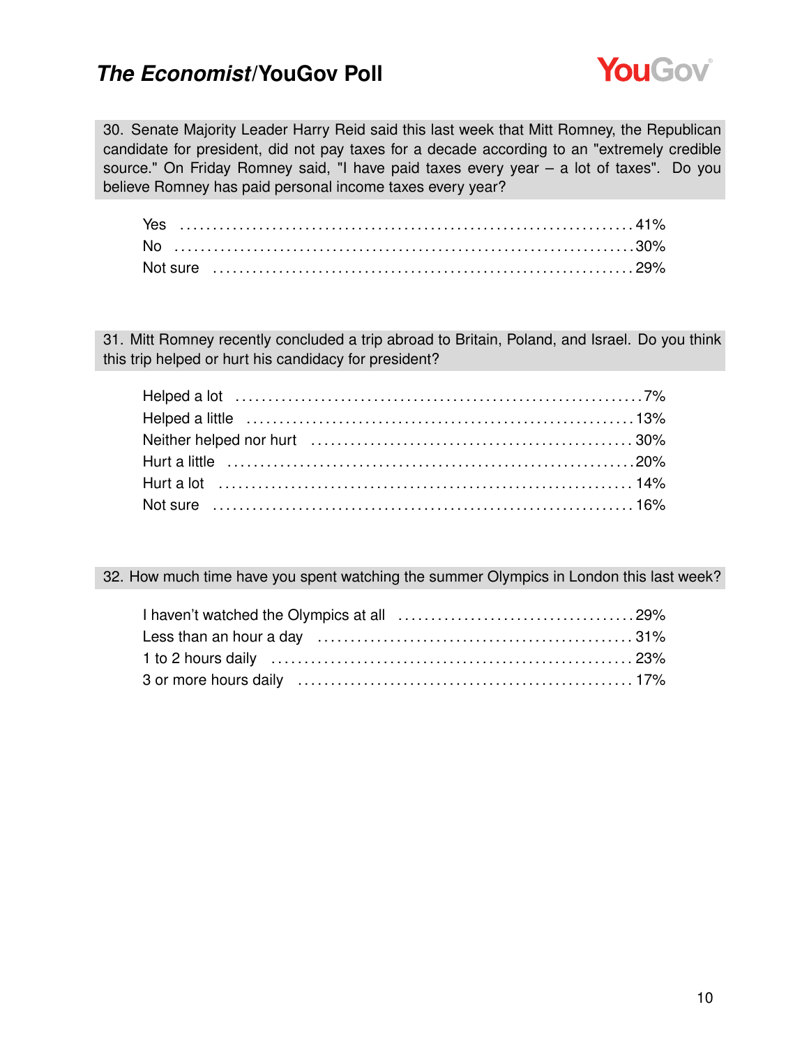**30. Senate Majority Leader Harry Reid said this last week that Mitt Romney, the Republican candidate for president, did not pay taxes for a decade according to an "extremely credible source." On Friday Romney said, "I have paid taxes every year – a lot of taxes". Do you believe Romney has paid personal income taxes every year?**

| Response | % |
|---|---|
| Yes | 41% |
| No | 30% |
| Not sure | 29% |

**31. Mitt Romney recently concluded a trip abroad to Britain, Poland, and Israel. Do you think this trip helped or hurt his candidacy for president?**

| Response | % |
|---|---|
| Helped a lot | 7% |
| Helped a little | 13% |
| Neither helped nor hurt | 30% |
| Hurt a little | 20% |
| Hurt a lot | 14% |
| Not sure | 16% |

**32. How much time have you spent watching the summer Olympics in London this last week?**

| Response | % |
|---|---|
| I haven't watched the Olympics at all | 29% |
| Less than an hour a day | 31% |
| 1 to 2 hours daily | 23% |
| 3 or more hours daily | 17% |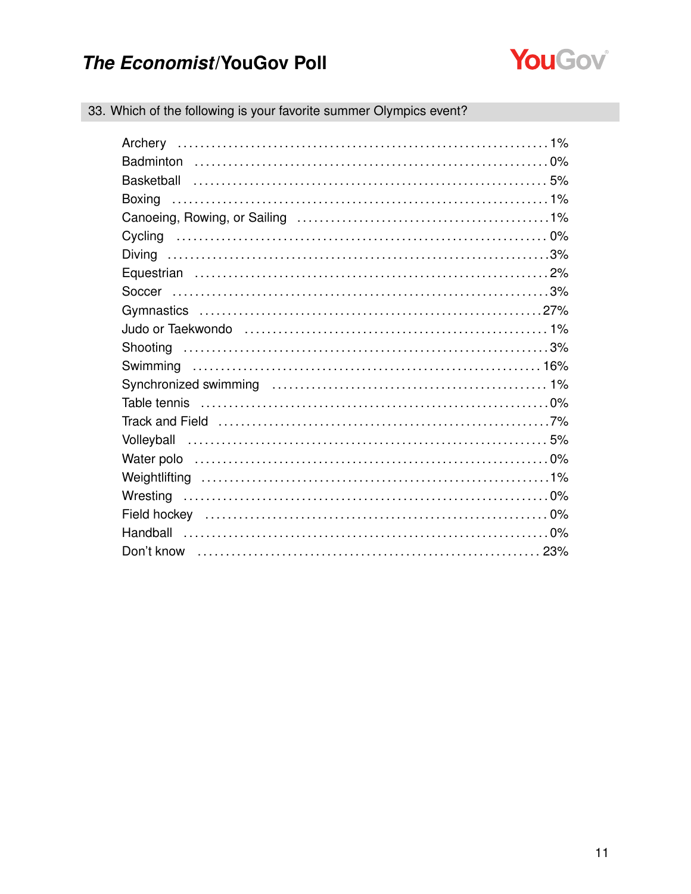## 33. Which of the following is your favorite summer Olympics event?

| Event | % |
|---|---|
| Archery | 1% |
| Badminton | 0% |
| Basketball | 5% |
| Boxing | 1% |
| Canoeing, Rowing, or Sailing | 1% |
| Cycling | 0% |
| Diving | 3% |
| Equestrian | 2% |
| Soccer | 3% |
| Gymnastics | 27% |
| Judo or Taekwondo | 1% |
| Shooting | 3% |
| Swimming | 16% |
| Synchronized swimming | 1% |
| Table tennis | 0% |
| Track and Field | 7% |
| Volleyball | 5% |
| Water polo | 0% |
| Weightlifting | 1% |
| Wresting | 0% |
| Field hockey | 0% |
| Handball | 0% |
| Don't know | 23% |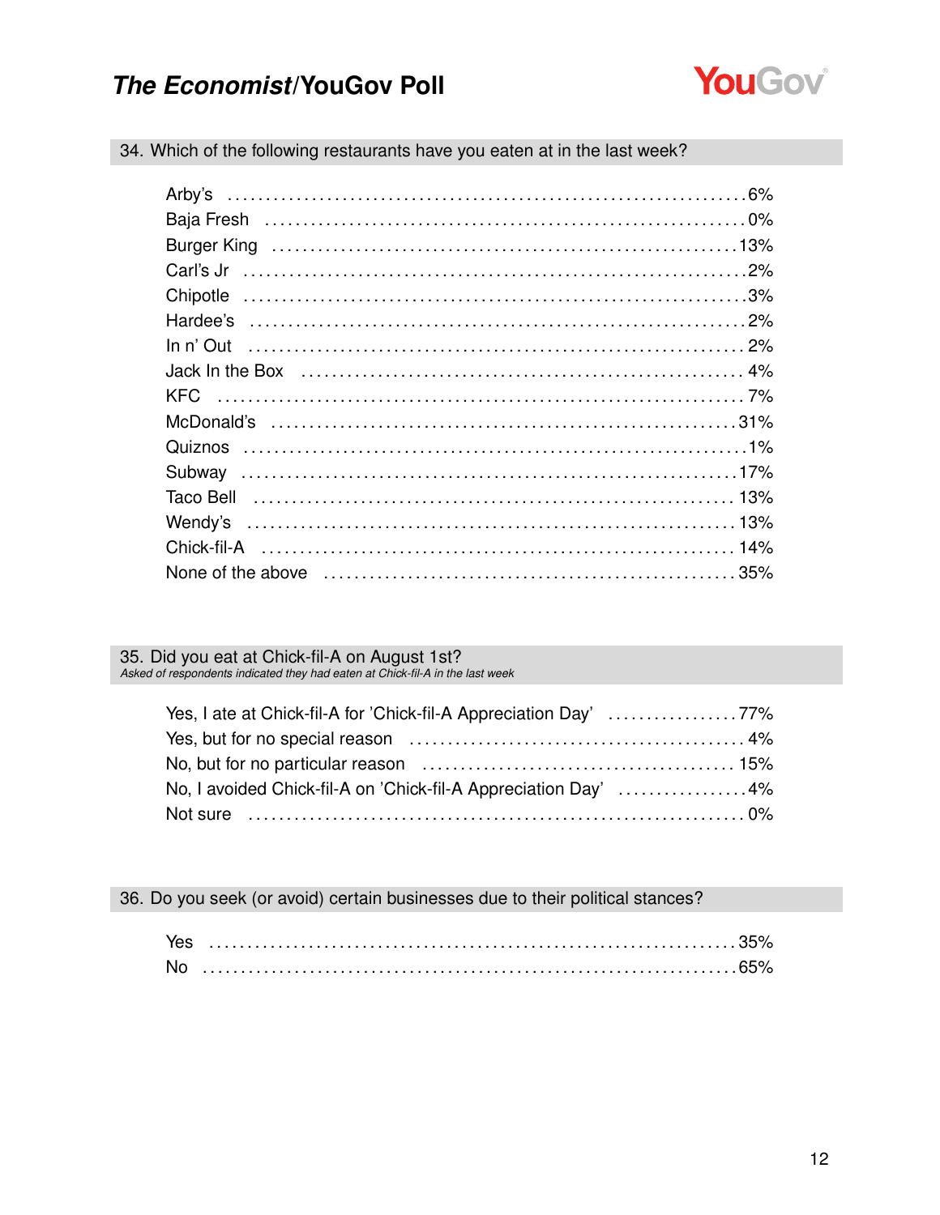## 34. Which of the following restaurants have you eaten at in the last week?

| Restaurant | % |
|---|---|
| Arby's | 6% |
| Baja Fresh | 0% |
| Burger King | 13% |
| Carl's Jr | 2% |
| Chipotle | 3% |
| Hardee's | 2% |
| In n' Out | 2% |
| Jack In the Box | 4% |
| KFC | 7% |
| McDonald's | 31% |
| Quiznos | 1% |
| Subway | 17% |
| Taco Bell | 13% |
| Wendy's | 13% |
| Chick-fil-A | 14% |
| None of the above | 35% |

## 35. Did you eat at Chick-fil-A on August 1st?

*Asked of respondents indicated they had eaten at Chick-fil-A in the last week*

| Response | % |
|---|---|
| Yes, I ate at Chick-fil-A for 'Chick-fil-A Appreciation Day' | 77% |
| Yes, but for no special reason | 4% |
| No, but for no particular reason | 15% |
| No, I avoided Chick-fil-A on 'Chick-fil-A Appreciation Day' | 4% |
| Not sure | 0% |

## 36. Do you seek (or avoid) certain businesses due to their political stances?

| Response | % |
|---|---|
| Yes | 35% |
| No | 65% |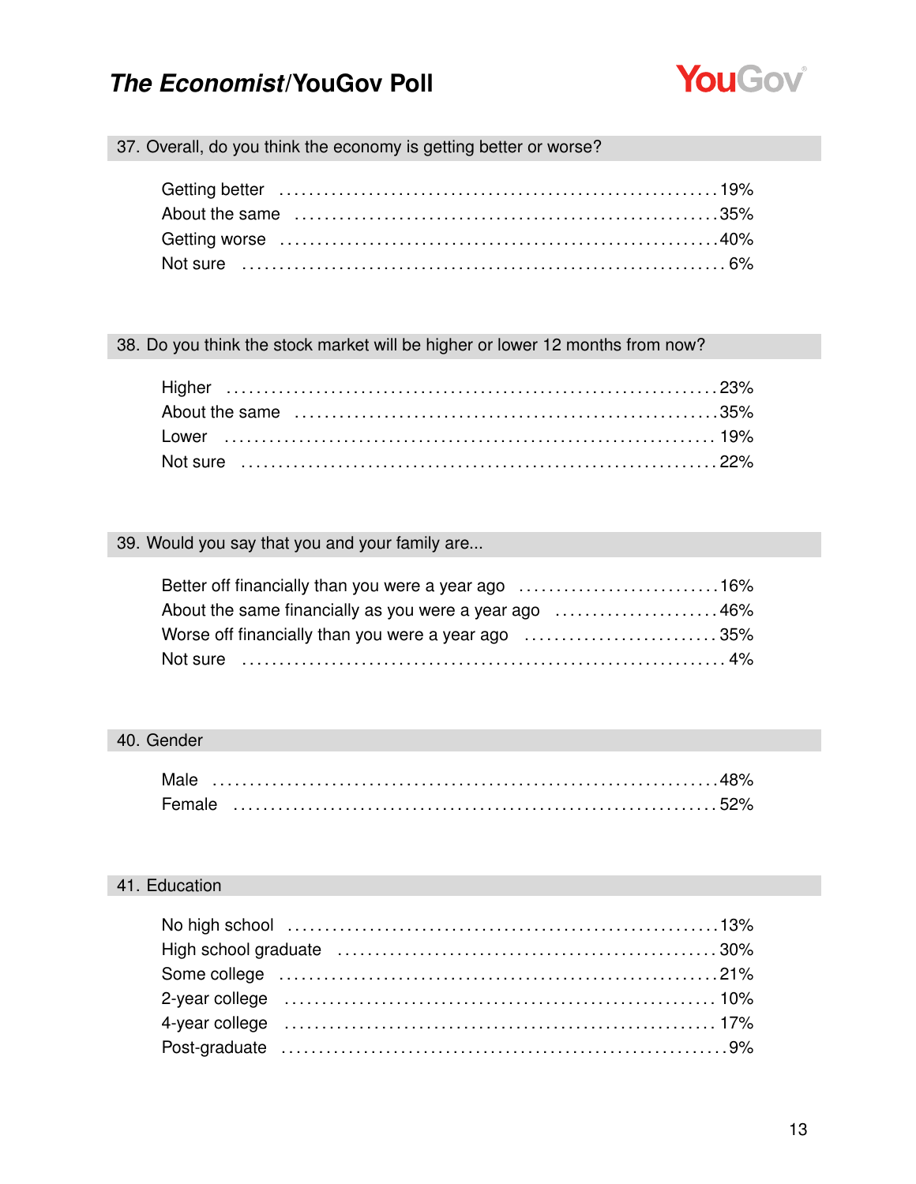### 37. Overall, do you think the economy is getting better or worse?

| Response | % |
|---|---|
| Getting better | 19% |
| About the same | 35% |
| Getting worse | 40% |
| Not sure | 6% |

### 38. Do you think the stock market will be higher or lower 12 months from now?

| Response | % |
|---|---|
| Higher | 23% |
| About the same | 35% |
| Lower | 19% |
| Not sure | 22% |

### 39. Would you say that you and your family are...

| Response | % |
|---|---|
| Better off financially than you were a year ago | 16% |
| About the same financially as you were a year ago | 46% |
| Worse off financially than you were a year ago | 35% |
| Not sure | 4% |

### 40. Gender

| Response | % |
|---|---|
| Male | 48% |
| Female | 52% |

### 41. Education

| Response | % |
|---|---|
| No high school | 13% |
| High school graduate | 30% |
| Some college | 21% |
| 2-year college | 10% |
| 4-year college | 17% |
| Post-graduate | 9% |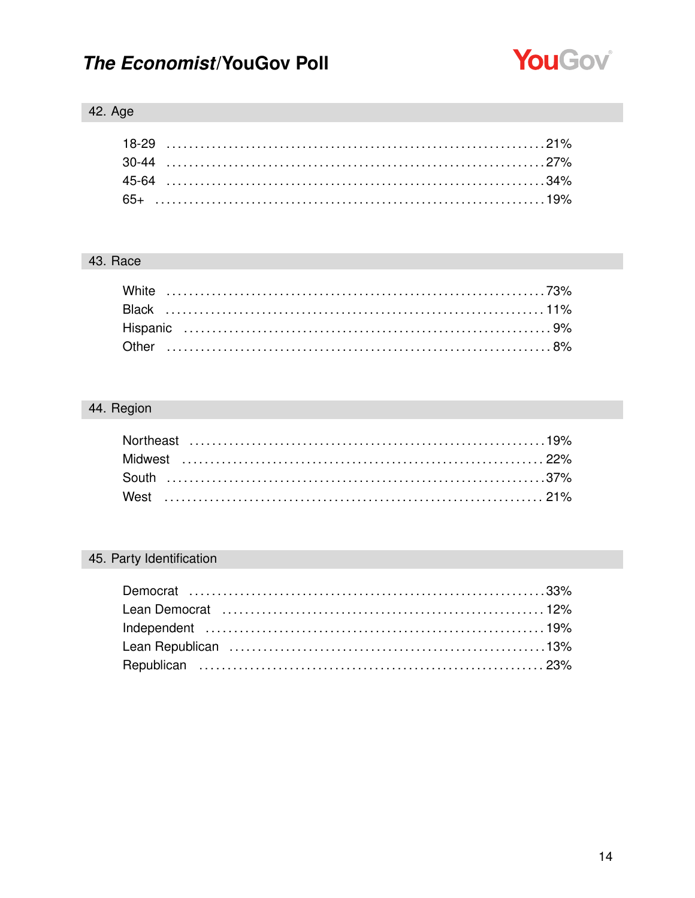## 42. Age

| | |
|---|---|
| 18-29 | 21% |
| 30-44 | 27% |
| 45-64 | 34% |
| 65+ | 19% |

## 43. Race

| | |
|---|---|
| White | 73% |
| Black | 11% |
| Hispanic | 9% |
| Other | 8% |

## 44. Region

| | |
|---|---|
| Northeast | 19% |
| Midwest | 22% |
| South | 37% |
| West | 21% |

## 45. Party Identification

| | |
|---|---|
| Democrat | 33% |
| Lean Democrat | 12% |
| Independent | 19% |
| Lean Republican | 13% |
| Republican | 23% |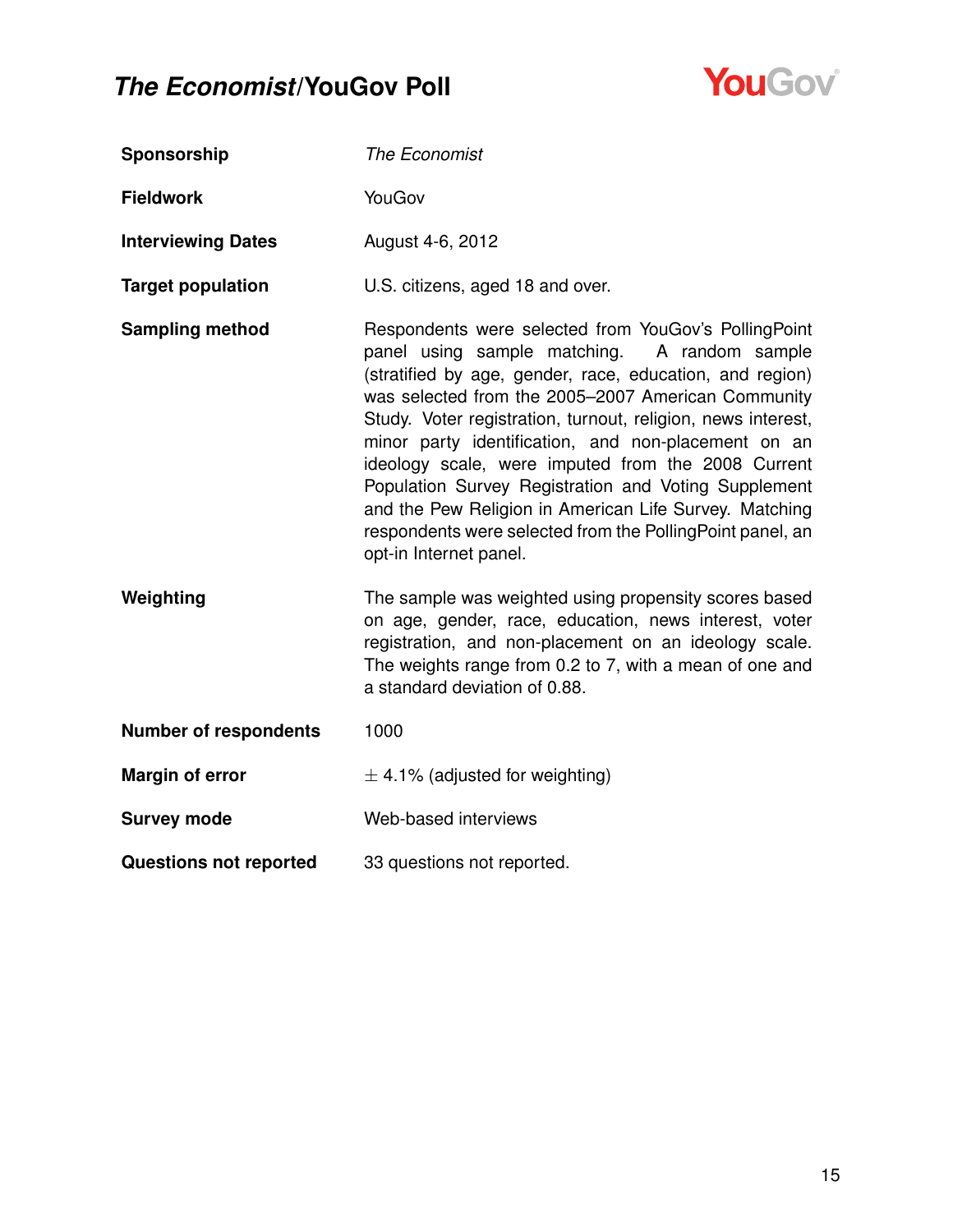# *The Economist*/YouGov Poll

| | |
|---|---|
| **Sponsorship** | *The Economist* |
| **Fieldwork** | YouGov |
| **Interviewing Dates** | August 4-6, 2012 |
| **Target population** | U.S. citizens, aged 18 and over. |
| **Sampling method** | Respondents were selected from YouGov's PollingPoint panel using sample matching. A random sample (stratified by age, gender, race, education, and region) was selected from the 2005–2007 American Community Study. Voter registration, turnout, religion, news interest, minor party identification, and non-placement on an ideology scale, were imputed from the 2008 Current Population Survey Registration and Voting Supplement and the Pew Religion in American Life Survey. Matching respondents were selected from the PollingPoint panel, an opt-in Internet panel. |
| **Weighting** | The sample was weighted using propensity scores based on age, gender, race, education, news interest, voter registration, and non-placement on an ideology scale. The weights range from 0.2 to 7, with a mean of one and a standard deviation of 0.88. |
| **Number of respondents** | 1000 |
| **Margin of error** | $\pm$ 4.1% (adjusted for weighting) |
| **Survey mode** | Web-based interviews |
| **Questions not reported** | 33 questions not reported. |